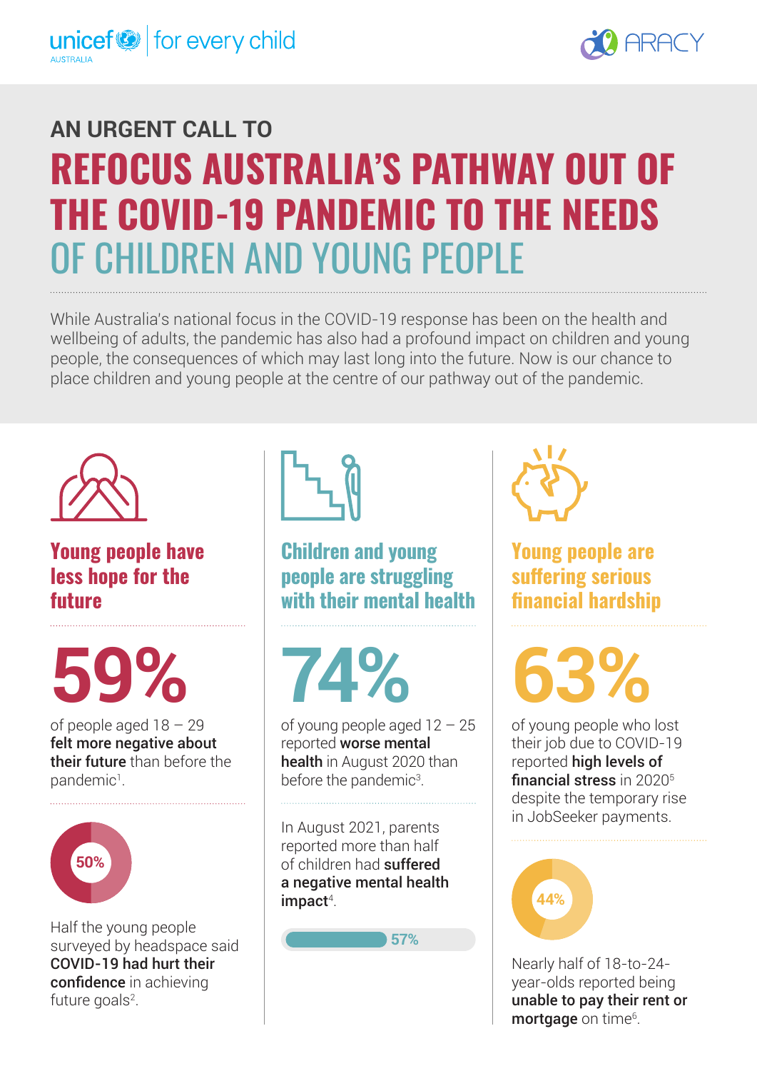unicef for every child AUSTRALIA | ARACY

AN URGENT CALL TO

# REFOCUS AUSTRALIA'S PATHWAY OUT OF THE COVID-19 PANDEMIC TO THE NEEDS OF CHILDREN AND YOUNG PEOPLE

While Australia's national focus in the COVID-19 response has been on the health and wellbeing of adults, the pandemic has also had a profound impact on children and young people, the consequences of which may last long into the future. Now is our chance to place children and young people at the centre of our pathway out of the pandemic.

## Young people have less hope for the future

**59%**

of people aged 18 – 29 **felt more negative about their future** than before the pandemic[1].

**50%**

Half the young people surveyed by headspace said **COVID-19 had hurt their confidence** in achieving future goals[2].

## Children and young people are struggling with their mental health

**74%**

of young people aged 12 – 25 reported **worse mental health** in August 2020 than before the pandemic[3].

In August 2021, parents reported more than half of children had **suffered a negative mental health impact**[4].

**57%**

## Young people are suffering serious financial hardship

**63%**

of young people who lost their job due to COVID-19 reported **high levels of financial stress** in 2020[5] despite the temporary rise in JobSeeker payments.

**44%**

Nearly half of 18-to-24-year-olds reported being **unable to pay their rent or mortgage** on time[6].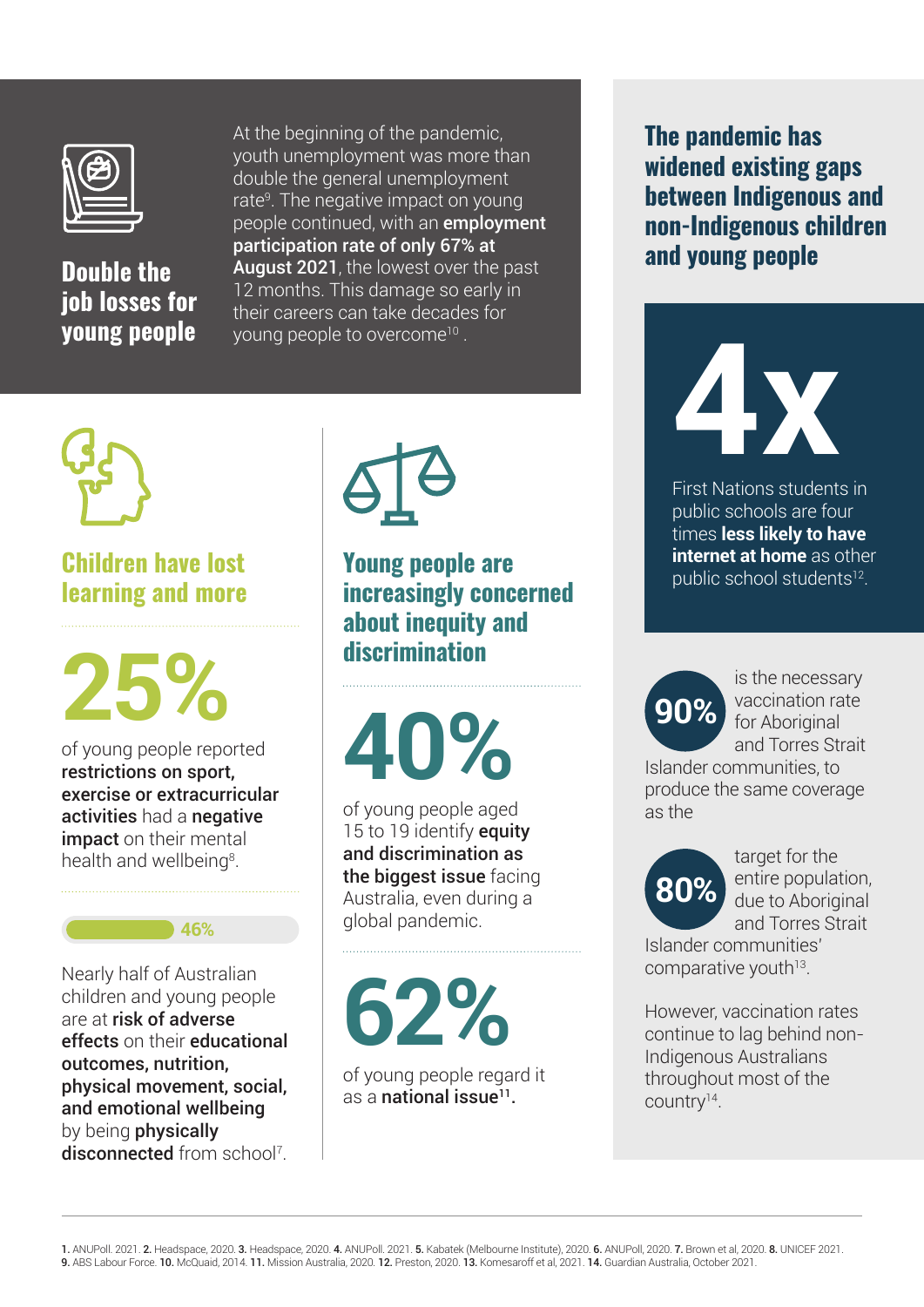## Double the job losses for young people

At the beginning of the pandemic, youth unemployment was more than double the general unemployment rate[9]. The negative impact on young people continued, with an **employment participation rate of only 67% at August 2021**, the lowest over the past 12 months. This damage so early in their careers can take decades for young people to overcome[10].

## Children have lost learning and more

**25%**

of young people reported **restrictions on sport, exercise or extracurricular activities** had a **negative impact** on their mental health and wellbeing[8].

**46%**

Nearly half of Australian children and young people are at **risk of adverse effects** on their **educational outcomes, nutrition, physical movement, social, and emotional wellbeing** by being **physically disconnected** from school[7].

## Young people are increasingly concerned about inequity and discrimination

**40%**

of young people aged 15 to 19 identify **equity and discrimination as the biggest issue** facing Australia, even during a global pandemic.

**62%**

of young people regard it as a **national issue[11].**

## The pandemic has widened existing gaps between Indigenous and non-Indigenous children and young people

**4x**

First Nations students in public schools are four times **less likely to have internet at home** as other public school students[12].

**90%** is the necessary vaccination rate for Aboriginal and Torres Strait Islander communities, to produce the same coverage as the **80%** target for the entire population, due to Aboriginal and Torres Strait Islander communities' comparative youth[13].

However, vaccination rates continue to lag behind non-Indigenous Australians throughout most of the country[14].

---

**1.** ANUPoll. 2021. **2.** Headspace, 2020. **3.** Headspace, 2020. **4.** ANUPoll. 2021. **5.** Kabatek (Melbourne Institute), 2020. **6.** ANUPoll, 2020. **7.** Brown et al, 2020. **8.** UNICEF 2021. **9.** ABS Labour Force. **10.** McQuaid, 2014. **11.** Mission Australia, 2020. **12.** Preston, 2020. **13.** Komesaroff et al, 2021. **14.** Guardian Australia, October 2021.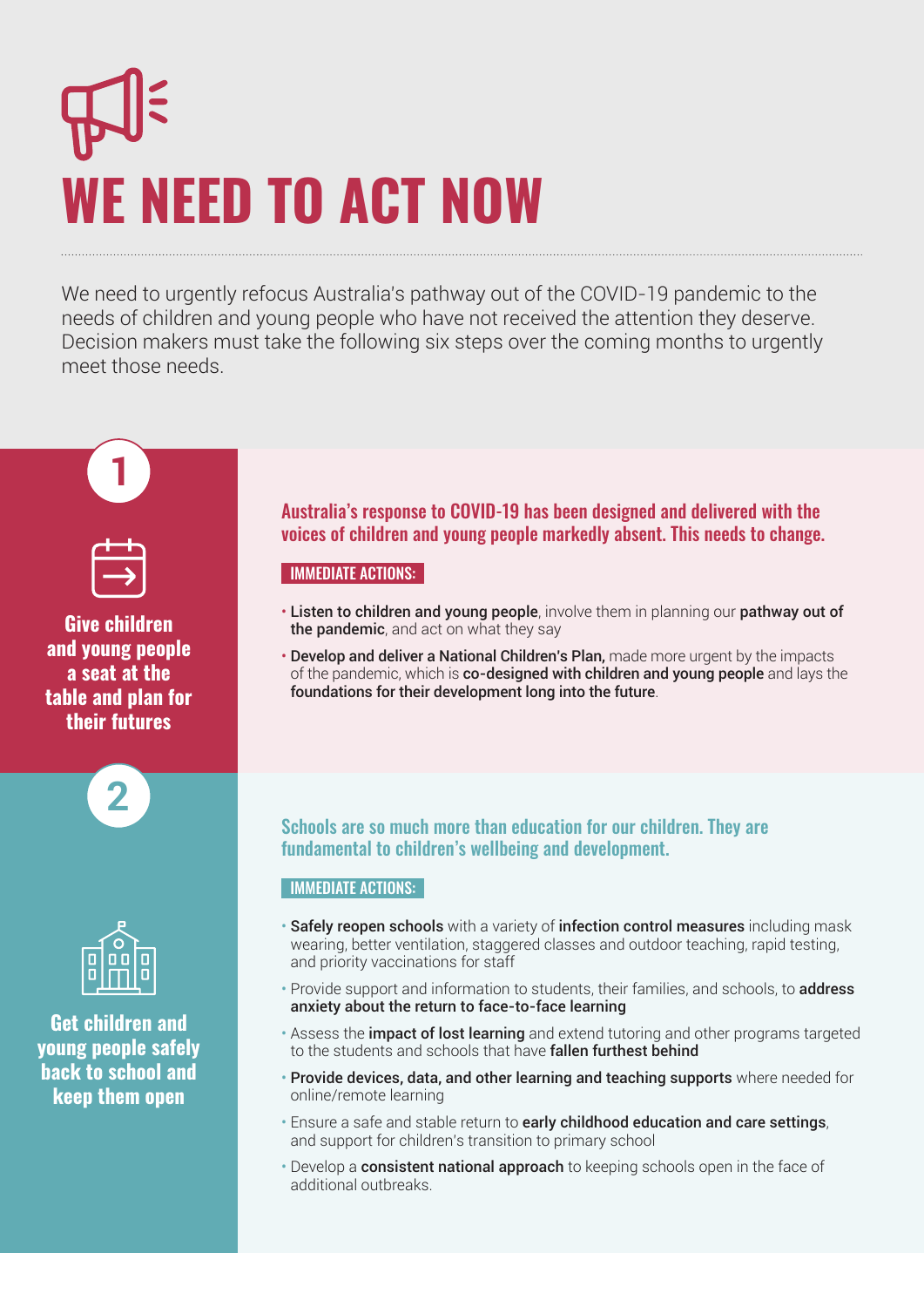# WE NEED TO ACT NOW

We need to urgently refocus Australia's pathway out of the COVID-19 pandemic to the needs of children and young people who have not received the attention they deserve. Decision makers must take the following six steps over the coming months to urgently meet those needs.

## 1

### Give children and young people a seat at the table and plan for their futures

**Australia's response to COVID-19 has been designed and delivered with the voices of children and young people markedly absent. This needs to change.**

IMMEDIATE ACTIONS:

- **Listen to children and young people**, involve them in planning our **pathway out of the pandemic**, and act on what they say
- **Develop and deliver a National Children's Plan,** made more urgent by the impacts of the pandemic, which is **co-designed with children and young people** and lays the **foundations for their development long into the future**.

## 2

### Get children and young people safely back to school and keep them open

**Schools are so much more than education for our children. They are fundamental to children's wellbeing and development.**

IMMEDIATE ACTIONS:

- **Safely reopen schools** with a variety of **infection control measures** including mask wearing, better ventilation, staggered classes and outdoor teaching, rapid testing, and priority vaccinations for staff
- Provide support and information to students, their families, and schools, to **address anxiety about the return to face-to-face learning**
- Assess the **impact of lost learning** and extend tutoring and other programs targeted to the students and schools that have **fallen furthest behind**
- **Provide devices, data, and other learning and teaching supports** where needed for online/remote learning
- Ensure a safe and stable return to **early childhood education and care settings**, and support for children's transition to primary school
- Develop a **consistent national approach** to keeping schools open in the face of additional outbreaks.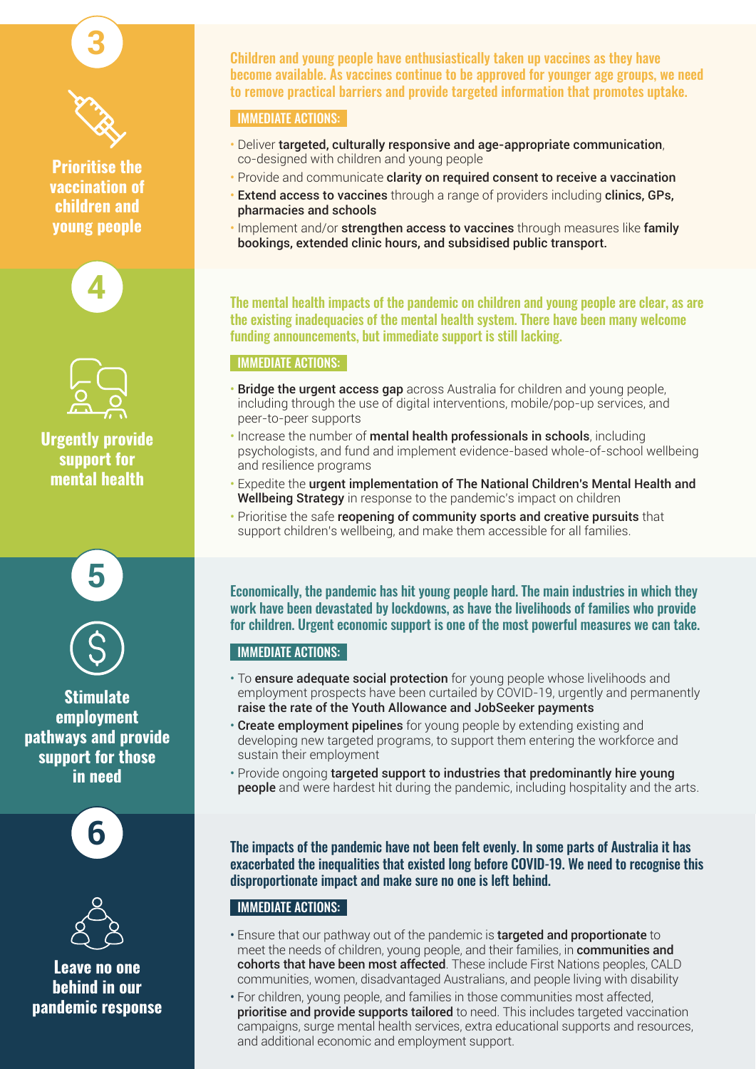## 3

## Prioritise the vaccination of children and young people

**Children and young people have enthusiastically taken up vaccines as they have become available. As vaccines continue to be approved for younger age groups, we need to remove practical barriers and provide targeted information that promotes uptake.**

**IMMEDIATE ACTIONS:**

- Deliver **targeted, culturally responsive and age-appropriate communication**, co-designed with children and young people
- Provide and communicate **clarity on required consent to receive a vaccination**
- **Extend access to vaccines** through a range of providers including **clinics, GPs, pharmacies and schools**
- Implement and/or **strengthen access to vaccines** through measures like **family bookings, extended clinic hours, and subsidised public transport.**

## 4

## Urgently provide support for mental health

**The mental health impacts of the pandemic on children and young people are clear, as are the existing inadequacies of the mental health system. There have been many welcome funding announcements, but immediate support is still lacking.**

**IMMEDIATE ACTIONS:**

- **Bridge the urgent access gap** across Australia for children and young people, including through the use of digital interventions, mobile/pop-up services, and peer-to-peer supports
- Increase the number of **mental health professionals in schools**, including psychologists, and fund and implement evidence-based whole-of-school wellbeing and resilience programs
- Expedite the **urgent implementation of The National Children's Mental Health and Wellbeing Strategy** in response to the pandemic's impact on children
- Prioritise the safe **reopening of community sports and creative pursuits** that support children's wellbeing, and make them accessible for all families.

## 5

## Stimulate employment pathways and provide support for those in need

**Economically, the pandemic has hit young people hard. The main industries in which they work have been devastated by lockdowns, as have the livelihoods of families who provide for children. Urgent economic support is one of the most powerful measures we can take.**

**IMMEDIATE ACTIONS:**

- To **ensure adequate social protection** for young people whose livelihoods and employment prospects have been curtailed by COVID-19, urgently and permanently **raise the rate of the Youth Allowance and JobSeeker payments**
- **Create employment pipelines** for young people by extending existing and developing new targeted programs, to support them entering the workforce and sustain their employment
- Provide ongoing **targeted support to industries that predominantly hire young people** and were hardest hit during the pandemic, including hospitality and the arts.

## 6

## Leave no one behind in our pandemic response

**The impacts of the pandemic have not been felt evenly. In some parts of Australia it has exacerbated the inequalities that existed long before COVID-19. We need to recognise this disproportionate impact and make sure no one is left behind.**

**IMMEDIATE ACTIONS:**

- Ensure that our pathway out of the pandemic is **targeted and proportionate** to meet the needs of children, young people, and their families, in **communities and cohorts that have been most affected**. These include First Nations peoples, CALD communities, women, disadvantaged Australians, and people living with disability
- For children, young people, and families in those communities most affected, **prioritise and provide supports tailored** to need. This includes targeted vaccination campaigns, surge mental health services, extra educational supports and resources, and additional economic and employment support.